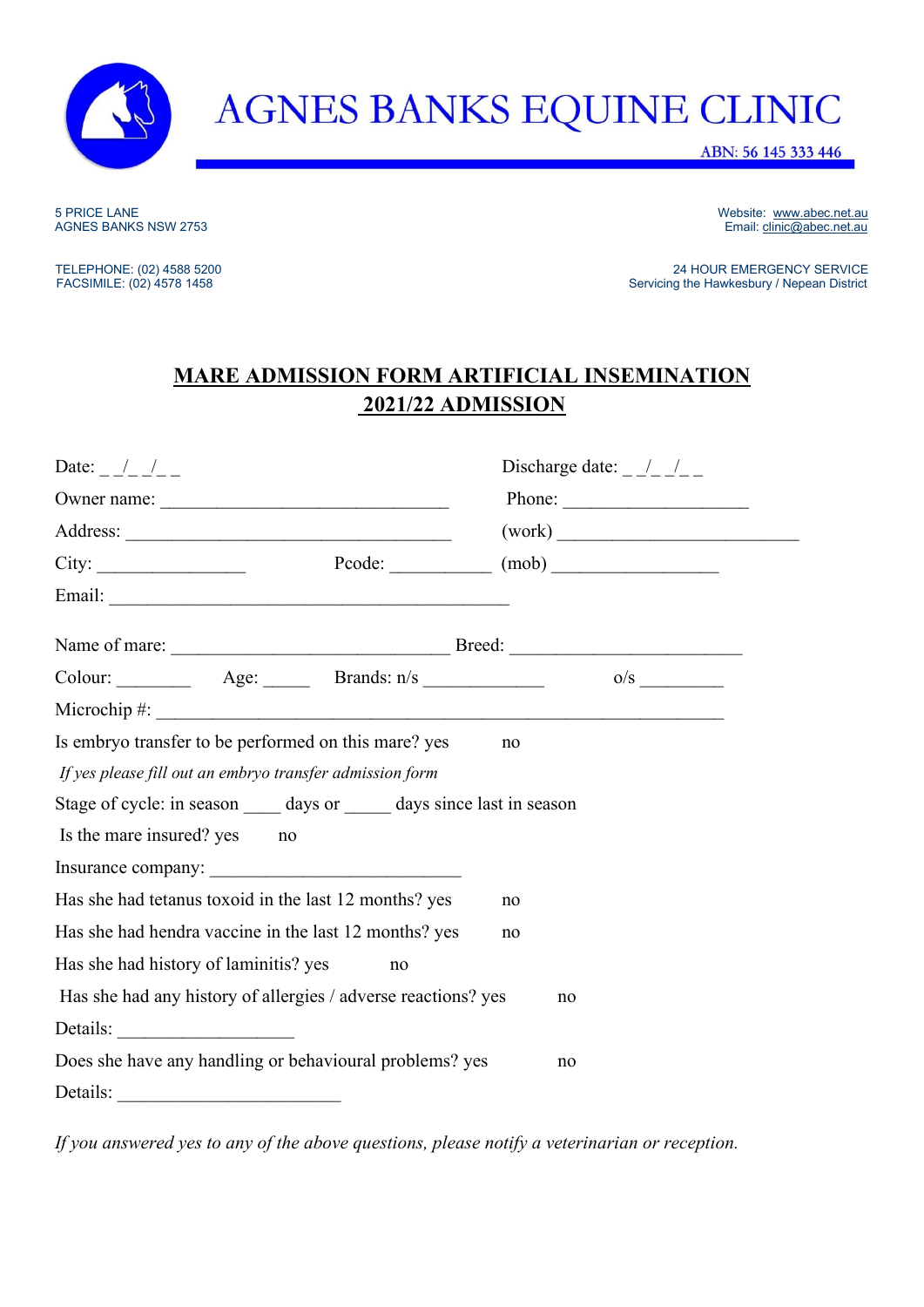# AGNES BANKS EQUINE CLINIC

ABN: 56 145 333 446

5 PRICE LANE
AGNES BANKS NSW 2753

Website: www.abec.net.au
Email: clinic@abec.net.au

TELEPHONE: (02) 4588 5200
FACSIMILE: (02) 4578 1458

24 HOUR EMERGENCY SERVICE
Servicing the Hawkesbury / Nepean District

## MARE ADMISSION FORM ARTIFICIAL INSEMINATION 2021/22 ADMISSION

Date: _ _/_ _/_ _ Discharge date: _ _/_ _/_ _

Owner name: ______________________________ Phone: ___________________

Address: ___________________________________ (work) __________________________

City: ________________ Pcode: ___________ (mob) __________________

Email: ____________________________________________

Name of mare: ______________________________ Breed: ________________________

Colour: ________ Age: _____ Brands: n/s _____________ o/s _________

Microchip #: _____________________________________________________________

Is embryo transfer to be performed on this mare? yes no

*If yes please fill out an embryo transfer admission form*

Stage of cycle: in season ____ days or _____ days since last in season

Is the mare insured? yes no

Insurance company: ___________________________

Has she had tetanus toxoid in the last 12 months? yes no

Has she had hendra vaccine in the last 12 months? yes no

Has she had history of laminitis? yes no

Has she had any history of allergies / adverse reactions? yes no

Details: ___________________

Does she have any handling or behavioural problems? yes no

Details: ________________________

*If you answered yes to any of the above questions, please notify a veterinarian or reception.*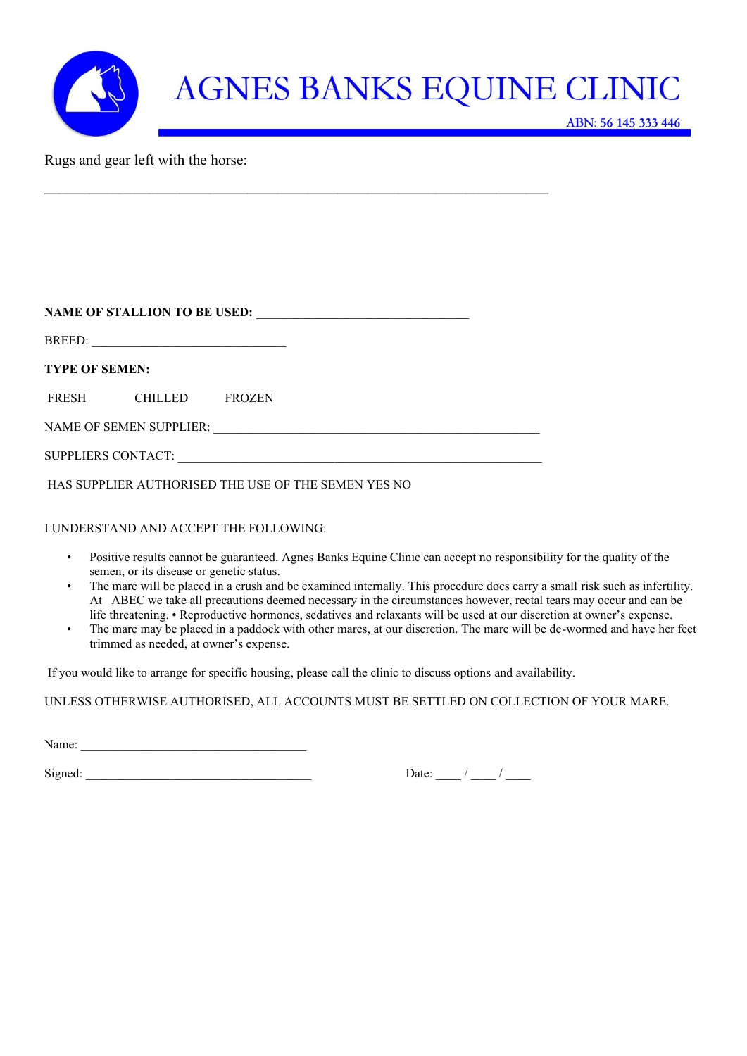# AGNES BANKS EQUINE CLINIC

ABN: 56 145 333 446

Rugs and gear left with the horse:

___________________________________________________________________________

**NAME OF STALLION TO BE USED:** ________________________________

BREED: _____________________________

**TYPE OF SEMEN:**

FRESH CHILLED FROZEN

NAME OF SEMEN SUPPLIER: __________________________________________________

SUPPLIERS CONTACT: _______________________________________________________

HAS SUPPLIER AUTHORISED THE USE OF THE SEMEN YES NO

I UNDERSTAND AND ACCEPT THE FOLLOWING:

- Positive results cannot be guaranteed. Agnes Banks Equine Clinic can accept no responsibility for the quality of the semen, or its disease or genetic status.
- The mare will be placed in a crush and be examined internally. This procedure does carry a small risk such as infertility. At ABEC we take all precautions deemed necessary in the circumstances however, rectal tears may occur and can be life threatening. • Reproductive hormones, sedatives and relaxants will be used at our discretion at owner's expense.
- The mare may be placed in a paddock with other mares, at our discretion. The mare will be de-wormed and have her feet trimmed as needed, at owner's expense.

If you would like to arrange for specific housing, please call the clinic to discuss options and availability.

UNLESS OTHERWISE AUTHORISED, ALL ACCOUNTS MUST BE SETTLED ON COLLECTION OF YOUR MARE.

Name: __________________________________

Signed: __________________________________ Date: ____ / ____ / ____